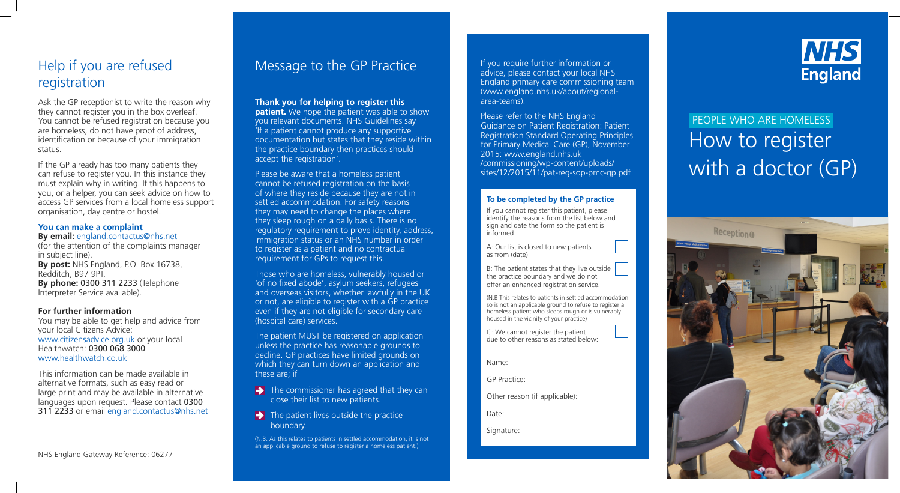## Help if you are refused registration

Ask the GP receptionist to write the reason why they cannot register you in the box overleaf. You cannot be refused registration because you are homeless, do not have proof of address, identification or because of your immigration status.

If the GP already has too many patients they can refuse to register you. In this instance they must explain why in writing. If this happens to you, or a helper, you can seek advice on how to access GP services from a local homeless support organisation, day centre or hostel.

**You can make a complaint**
**By email:** england.contactus@nhs.net (for the attention of the complaints manager in subject line).
**By post:** NHS England, P.O. Box 16738, Redditch, B97 9PT.
**By phone:** 0300 311 2233 (Telephone Interpreter Service available).

**For further information**
You may be able to get help and advice from your local Citizens Advice: www.citizensadvice.org.uk or your local Healthwatch: 0300 068 3000 www.healthwatch.co.uk

This information can be made available in alternative formats, such as easy read or large print and may be available in alternative languages upon request. Please contact 0300 311 2233 or email england.contactus@nhs.net

NHS England Gateway Reference: 06277

## Message to the GP Practice

**Thank you for helping to register this patient.** We hope the patient was able to show you relevant documents. NHS Guidelines say 'If a patient cannot produce any supportive documentation but states that they reside within the practice boundary then practices should accept the registration'.

Please be aware that a homeless patient cannot be refused registration on the basis of where they reside because they are not in settled accommodation. For safety reasons they may need to change the places where they sleep rough on a daily basis. There is no regulatory requirement to prove identity, address, immigration status or an NHS number in order to register as a patient and no contractual requirement for GPs to request this.

Those who are homeless, vulnerably housed or 'of no fixed abode', asylum seekers, refugees and overseas visitors, whether lawfully in the UK or not, are eligible to register with a GP practice even if they are not eligible for secondary care (hospital care) services.

The patient MUST be registered on application unless the practice has reasonable grounds to decline. GP practices have limited grounds on which they can turn down an application and these are; if

- The commissioner has agreed that they can close their list to new patients.
- The patient lives outside the practice boundary.

(N.B. As this relates to patients in settled accommodation, it is not an applicable ground to refuse to register a homeless patient.)

If you require further information or advice, please contact your local NHS England primary care commissioning team (www.england.nhs.uk/about/regional-area-teams).

Please refer to the NHS England Guidance on Patient Registration: Patient Registration Standard Operating Principles for Primary Medical Care (GP), November 2015: www.england.nhs.uk /commissioning/wp-content/uploads/ sites/12/2015/11/pat-reg-sop-pmc-gp.pdf

**To be completed by the GP practice**

If you cannot register this patient, please identify the reasons from the list below and sign and date the form so the patient is informed.

A: Our list is closed to new patients as from (date) ☐

B: The patient states that they live outside the practice boundary and we do not offer an enhanced registration service. ☐

(N.B This relates to patients in settled accommodation so is not an applicable ground to refuse to register a homeless patient who sleeps rough or is vulnerably housed in the vicinity of your practice)

C: We cannot register the patient due to other reasons as stated below: ☐

Name:

GP Practice:

Other reason (if applicable):

Date:

Signature:

**NHS England**

PEOPLE WHO ARE HOMELESS

# How to register with a doctor (GP)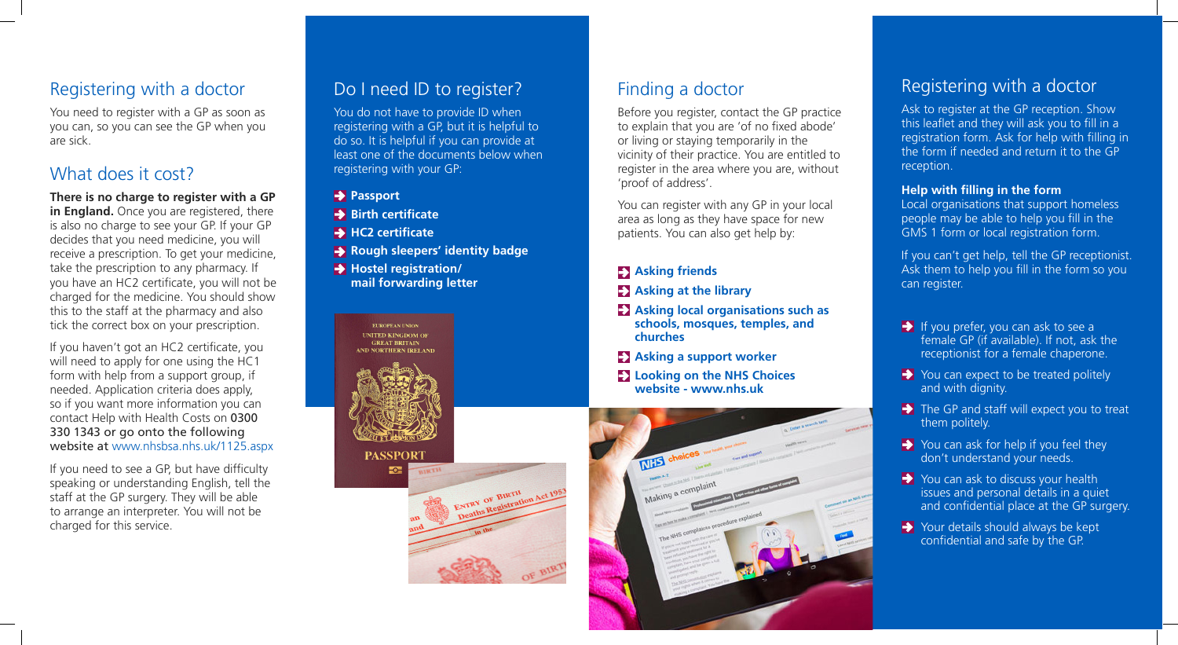## Registering with a doctor

You need to register with a GP as soon as you can, so you can see the GP when you are sick.

## What does it cost?

**There is no charge to register with a GP in England.** Once you are registered, there is also no charge to see your GP. If your GP decides that you need medicine, you will receive a prescription. To get your medicine, take the prescription to any pharmacy. If you have an HC2 certificate, you will not be charged for the medicine. You should show this to the staff at the pharmacy and also tick the correct box on your prescription.

If you haven't got an HC2 certificate, you will need to apply for one using the HC1 form with help from a support group, if needed. Application criteria does apply, so if you want more information you can contact Help with Health Costs on 0300 330 1343 or go onto the following website at www.nhsbsa.nhs.uk/1125.aspx

If you need to see a GP, but have difficulty speaking or understanding English, tell the staff at the GP surgery. They will be able to arrange an interpreter. You will not be charged for this service.

## Do I need ID to register?

You do not have to provide ID when registering with a GP, but it is helpful to do so. It is helpful if you can provide at least one of the documents below when registering with your GP:

- **Passport**
- **Birth certificate**
- **HC2 certificate**
- **Rough sleepers' identity badge**
- **Hostel registration/ mail forwarding letter**

## Finding a doctor

Before you register, contact the GP practice to explain that you are 'of no fixed abode' or living or staying temporarily in the vicinity of their practice. You are entitled to register in the area where you are, without 'proof of address'.

You can register with any GP in your local area as long as they have space for new patients. You can also get help by:

- **Asking friends**
- **Asking at the library**
- **Asking local organisations such as schools, mosques, temples, and churches**
- **Asking a support worker**
- **Looking on the NHS Choices website - www.nhs.uk**

## Registering with a doctor

Ask to register at the GP reception. Show this leaflet and they will ask you to fill in a registration form. Ask for help with filling in the form if needed and return it to the GP reception.

**Help with filling in the form**
Local organisations that support homeless people may be able to help you fill in the GMS 1 form or local registration form.

If you can't get help, tell the GP receptionist. Ask them to help you fill in the form so you can register.

- If you prefer, you can ask to see a female GP (if available). If not, ask the receptionist for a female chaperone.
- You can expect to be treated politely and with dignity.
- The GP and staff will expect you to treat them politely.
- You can ask for help if you feel they don't understand your needs.
- You can ask to discuss your health issues and personal details in a quiet and confidential place at the GP surgery.
- Your details should always be kept confidential and safe by the GP.